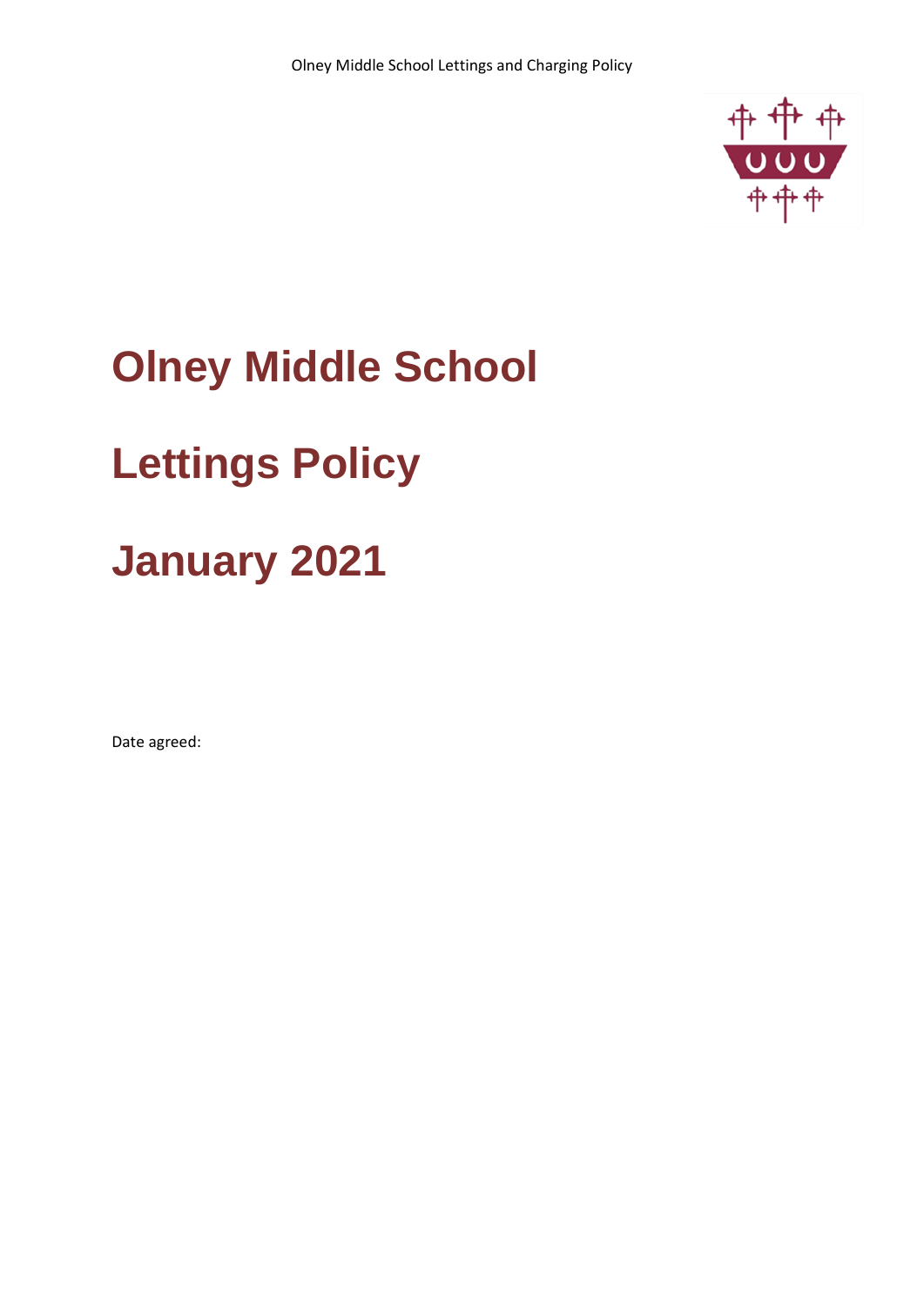# Olney Middle School

# Lettings Policy

# January 2021

Date agreed: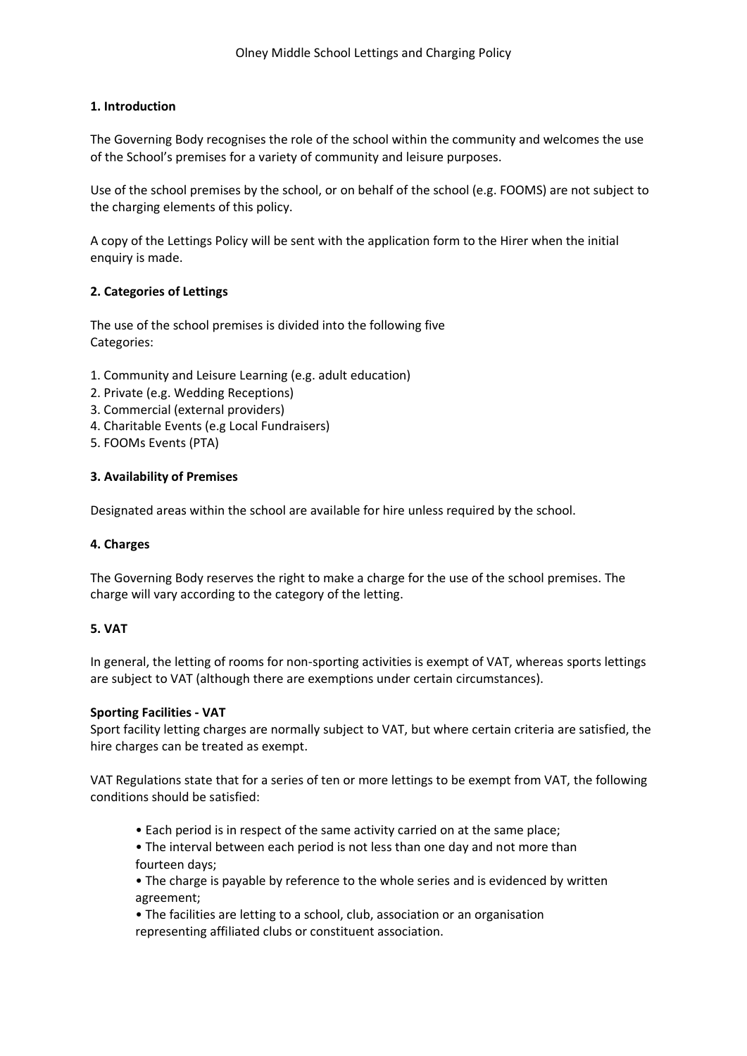# Olney Middle School Lettings and Charging Policy

## 1. Introduction

The Governing Body recognises the role of the school within the community and welcomes the use of the School's premises for a variety of community and leisure purposes.

Use of the school premises by the school, or on behalf of the school (e.g. FOOMS) are not subject to the charging elements of this policy.

A copy of the Lettings Policy will be sent with the application form to the Hirer when the initial enquiry is made.

## 2. Categories of Lettings

The use of the school premises is divided into the following five Categories:

1. Community and Leisure Learning (e.g. adult education)
2. Private (e.g. Wedding Receptions)
3. Commercial (external providers)
4. Charitable Events (e.g Local Fundraisers)
5. FOOMs Events (PTA)

## 3. Availability of Premises

Designated areas within the school are available for hire unless required by the school.

## 4. Charges

The Governing Body reserves the right to make a charge for the use of the school premises. The charge will vary according to the category of the letting.

## 5. VAT

In general, the letting of rooms for non-sporting activities is exempt of VAT, whereas sports lettings are subject to VAT (although there are exemptions under certain circumstances).

**Sporting Facilities - VAT**

Sport facility letting charges are normally subject to VAT, but where certain criteria are satisfied, the hire charges can be treated as exempt.

VAT Regulations state that for a series of ten or more lettings to be exempt from VAT, the following conditions should be satisfied:

- Each period is in respect of the same activity carried on at the same place;
- The interval between each period is not less than one day and not more than fourteen days;
- The charge is payable by reference to the whole series and is evidenced by written agreement;
- The facilities are letting to a school, club, association or an organisation representing affiliated clubs or constituent association.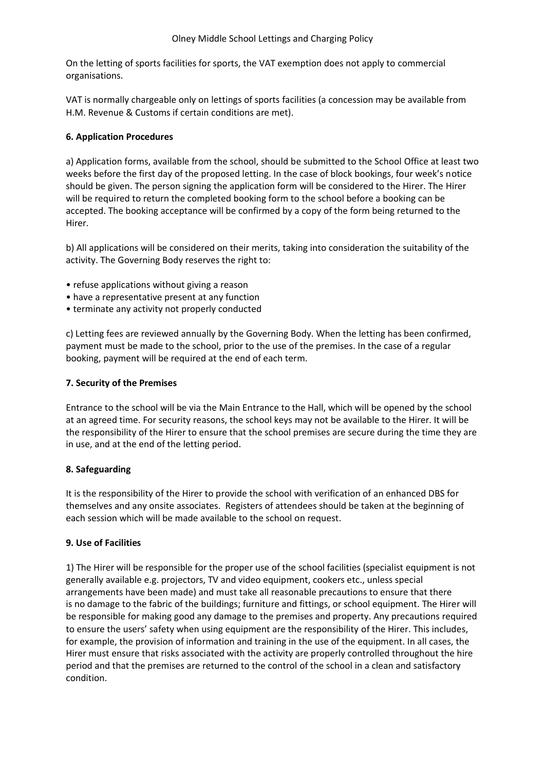On the letting of sports facilities for sports, the VAT exemption does not apply to commercial organisations.

VAT is normally chargeable only on lettings of sports facilities (a concession may be available from H.M. Revenue & Customs if certain conditions are met).

**6. Application Procedures**

a) Application forms, available from the school, should be submitted to the School Office at least two weeks before the first day of the proposed letting. In the case of block bookings, four week's notice should be given. The person signing the application form will be considered to the Hirer. The Hirer will be required to return the completed booking form to the school before a booking can be accepted. The booking acceptance will be confirmed by a copy of the form being returned to the Hirer.

b) All applications will be considered on their merits, taking into consideration the suitability of the activity. The Governing Body reserves the right to:

- refuse applications without giving a reason
- have a representative present at any function
- terminate any activity not properly conducted

c) Letting fees are reviewed annually by the Governing Body. When the letting has been confirmed, payment must be made to the school, prior to the use of the premises. In the case of a regular booking, payment will be required at the end of each term.

**7. Security of the Premises**

Entrance to the school will be via the Main Entrance to the Hall, which will be opened by the school at an agreed time. For security reasons, the school keys may not be available to the Hirer. It will be the responsibility of the Hirer to ensure that the school premises are secure during the time they are in use, and at the end of the letting period.

**8. Safeguarding**

It is the responsibility of the Hirer to provide the school with verification of an enhanced DBS for themselves and any onsite associates. Registers of attendees should be taken at the beginning of each session which will be made available to the school on request.

**9. Use of Facilities**

1) The Hirer will be responsible for the proper use of the school facilities (specialist equipment is not generally available e.g. projectors, TV and video equipment, cookers etc., unless special arrangements have been made) and must take all reasonable precautions to ensure that there is no damage to the fabric of the buildings; furniture and fittings, or school equipment. The Hirer will be responsible for making good any damage to the premises and property. Any precautions required to ensure the users' safety when using equipment are the responsibility of the Hirer. This includes, for example, the provision of information and training in the use of the equipment. In all cases, the Hirer must ensure that risks associated with the activity are properly controlled throughout the hire period and that the premises are returned to the control of the school in a clean and satisfactory condition.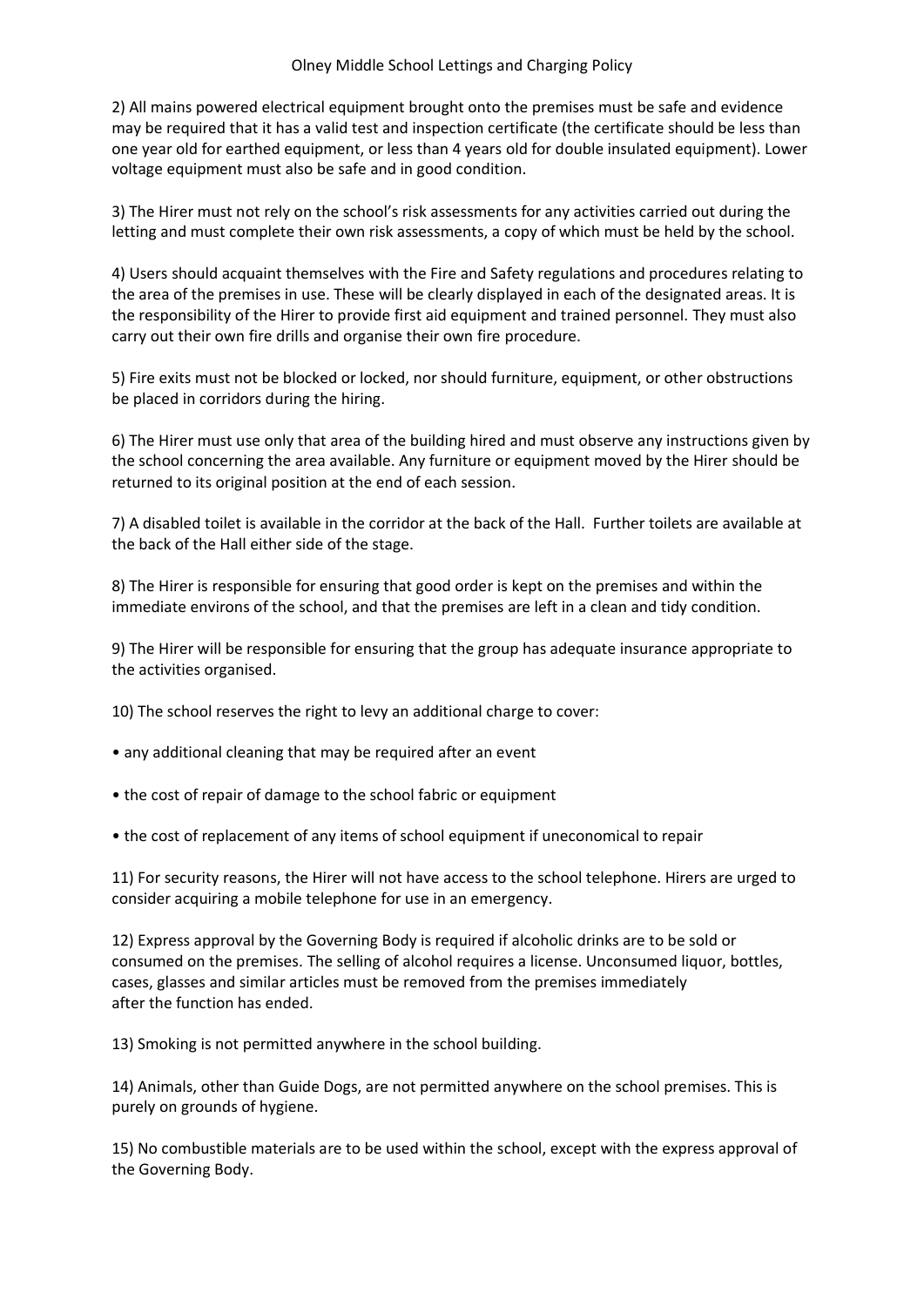2) All mains powered electrical equipment brought onto the premises must be safe and evidence may be required that it has a valid test and inspection certificate (the certificate should be less than one year old for earthed equipment, or less than 4 years old for double insulated equipment). Lower voltage equipment must also be safe and in good condition.

3) The Hirer must not rely on the school's risk assessments for any activities carried out during the letting and must complete their own risk assessments, a copy of which must be held by the school.

4) Users should acquaint themselves with the Fire and Safety regulations and procedures relating to the area of the premises in use. These will be clearly displayed in each of the designated areas. It is the responsibility of the Hirer to provide first aid equipment and trained personnel. They must also carry out their own fire drills and organise their own fire procedure.

5) Fire exits must not be blocked or locked, nor should furniture, equipment, or other obstructions be placed in corridors during the hiring.

6) The Hirer must use only that area of the building hired and must observe any instructions given by the school concerning the area available. Any furniture or equipment moved by the Hirer should be returned to its original position at the end of each session.

7) A disabled toilet is available in the corridor at the back of the Hall. Further toilets are available at the back of the Hall either side of the stage.

8) The Hirer is responsible for ensuring that good order is kept on the premises and within the immediate environs of the school, and that the premises are left in a clean and tidy condition.

9) The Hirer will be responsible for ensuring that the group has adequate insurance appropriate to the activities organised.

10) The school reserves the right to levy an additional charge to cover:

- any additional cleaning that may be required after an event
- the cost of repair of damage to the school fabric or equipment
- the cost of replacement of any items of school equipment if uneconomical to repair

11) For security reasons, the Hirer will not have access to the school telephone. Hirers are urged to consider acquiring a mobile telephone for use in an emergency.

12) Express approval by the Governing Body is required if alcoholic drinks are to be sold or consumed on the premises. The selling of alcohol requires a license. Unconsumed liquor, bottles, cases, glasses and similar articles must be removed from the premises immediately after the function has ended.

13) Smoking is not permitted anywhere in the school building.

14) Animals, other than Guide Dogs, are not permitted anywhere on the school premises. This is purely on grounds of hygiene.

15) No combustible materials are to be used within the school, except with the express approval of the Governing Body.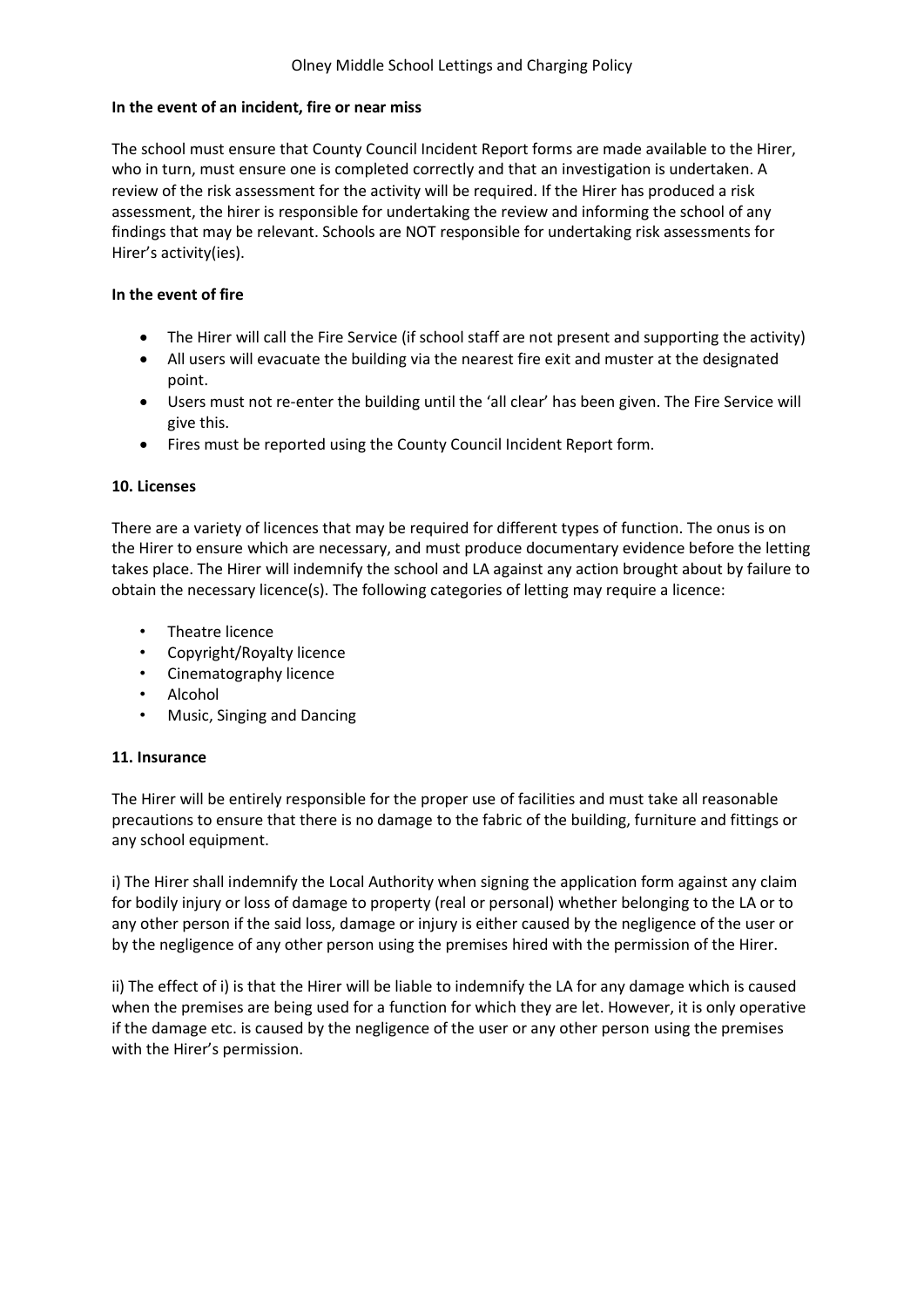**In the event of an incident, fire or near miss**

The school must ensure that County Council Incident Report forms are made available to the Hirer, who in turn, must ensure one is completed correctly and that an investigation is undertaken. A review of the risk assessment for the activity will be required. If the Hirer has produced a risk assessment, the hirer is responsible for undertaking the review and informing the school of any findings that may be relevant. Schools are NOT responsible for undertaking risk assessments for Hirer's activity(ies).

**In the event of fire**

- The Hirer will call the Fire Service (if school staff are not present and supporting the activity)
- All users will evacuate the building via the nearest fire exit and muster at the designated point.
- Users must not re-enter the building until the 'all clear' has been given. The Fire Service will give this.
- Fires must be reported using the County Council Incident Report form.

**10. Licenses**

There are a variety of licences that may be required for different types of function. The onus is on the Hirer to ensure which are necessary, and must produce documentary evidence before the letting takes place. The Hirer will indemnify the school and LA against any action brought about by failure to obtain the necessary licence(s). The following categories of letting may require a licence:

- Theatre licence
- Copyright/Royalty licence
- Cinematography licence
- Alcohol
- Music, Singing and Dancing

**11. Insurance**

The Hirer will be entirely responsible for the proper use of facilities and must take all reasonable precautions to ensure that there is no damage to the fabric of the building, furniture and fittings or any school equipment.

i) The Hirer shall indemnify the Local Authority when signing the application form against any claim for bodily injury or loss of damage to property (real or personal) whether belonging to the LA or to any other person if the said loss, damage or injury is either caused by the negligence of the user or by the negligence of any other person using the premises hired with the permission of the Hirer.

ii) The effect of i) is that the Hirer will be liable to indemnify the LA for any damage which is caused when the premises are being used for a function for which they are let. However, it is only operative if the damage etc. is caused by the negligence of the user or any other person using the premises with the Hirer's permission.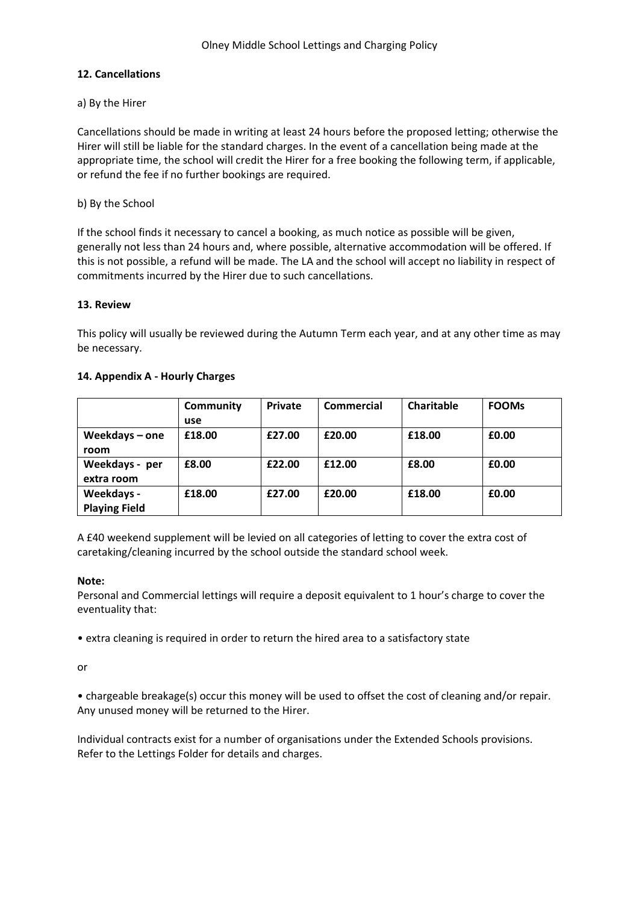### 12. Cancellations

a) By the Hirer

Cancellations should be made in writing at least 24 hours before the proposed letting; otherwise the Hirer will still be liable for the standard charges. In the event of a cancellation being made at the appropriate time, the school will credit the Hirer for a free booking the following term, if applicable, or refund the fee if no further bookings are required.

b) By the School

If the school finds it necessary to cancel a booking, as much notice as possible will be given, generally not less than 24 hours and, where possible, alternative accommodation will be offered. If this is not possible, a refund will be made. The LA and the school will accept no liability in respect of commitments incurred by the Hirer due to such cancellations.

### 13. Review

This policy will usually be reviewed during the Autumn Term each year, and at any other time as may be necessary.

### 14. Appendix A - Hourly Charges

| | Community use | Private | Commercial | Charitable | FOOMs |
|---|---|---|---|---|---|
| **Weekdays – one room** | **£18.00** | **£27.00** | **£20.00** | **£18.00** | **£0.00** |
| **Weekdays - per extra room** | **£8.00** | **£22.00** | **£12.00** | **£8.00** | **£0.00** |
| **Weekdays - Playing Field** | **£18.00** | **£27.00** | **£20.00** | **£18.00** | **£0.00** |

A £40 weekend supplement will be levied on all categories of letting to cover the extra cost of caretaking/cleaning incurred by the school outside the standard school week.

**Note:**
Personal and Commercial lettings will require a deposit equivalent to 1 hour's charge to cover the eventuality that:

• extra cleaning is required in order to return the hired area to a satisfactory state

or

• chargeable breakage(s) occur this money will be used to offset the cost of cleaning and/or repair. Any unused money will be returned to the Hirer.

Individual contracts exist for a number of organisations under the Extended Schools provisions. Refer to the Lettings Folder for details and charges.